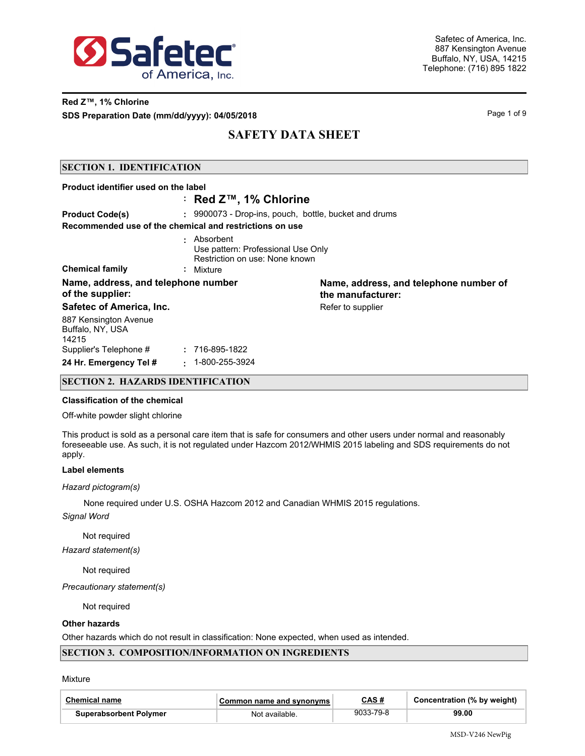Safetec of America, Inc.
887 Kensington Avenue
Buffalo, NY, USA, 14215
Telephone: (716) 895 1822

**Red Z™, 1% Chlorine**
**SDS Preparation Date (mm/dd/yyyy): 04/05/2018**

# SAFETY DATA SHEET

## SECTION 1. IDENTIFICATION

**Product identifier used on the label** : **Red Z™, 1% Chlorine**

**Product Code(s)** : 9900073 - Drop-ins, pouch, bottle, bucket and drums

**Recommended use of the chemical and restrictions on use** : Absorbent
Use pattern: Professional Use Only
Restriction on use: None known

**Chemical family** : Mixture

**Name, address, and telephone number of the supplier:**

**Safetec of America, Inc.**
887 Kensington Avenue
Buffalo, NY, USA
14215

Supplier's Telephone # : 716-895-1822

**24 Hr. Emergency Tel #** : 1-800-255-3924

**Name, address, and telephone number of the manufacturer:**
Refer to supplier

## SECTION 2. HAZARDS IDENTIFICATION

**Classification of the chemical**

Off-white powder slight chlorine

This product is sold as a personal care item that is safe for consumers and other users under normal and reasonably foreseeable use. As such, it is not regulated under Hazcom 2012/WHMIS 2015 labeling and SDS requirements do not apply.

**Label elements**

*Hazard pictogram(s)*

None required under U.S. OSHA Hazcom 2012 and Canadian WHMIS 2015 regulations.

*Signal Word*

Not required

*Hazard statement(s)*

Not required

*Precautionary statement(s)*

Not required

**Other hazards**

Other hazards which do not result in classification: None expected, when used as intended.

## SECTION 3. COMPOSITION/INFORMATION ON INGREDIENTS

Mixture

| Chemical name | Common name and synonyms | CAS # | Concentration (% by weight) |
|---|---|---|---|
| **Superabsorbent Polymer** | Not available. | 9033-79-8 | **99.00** |

MSD-V246 NewPig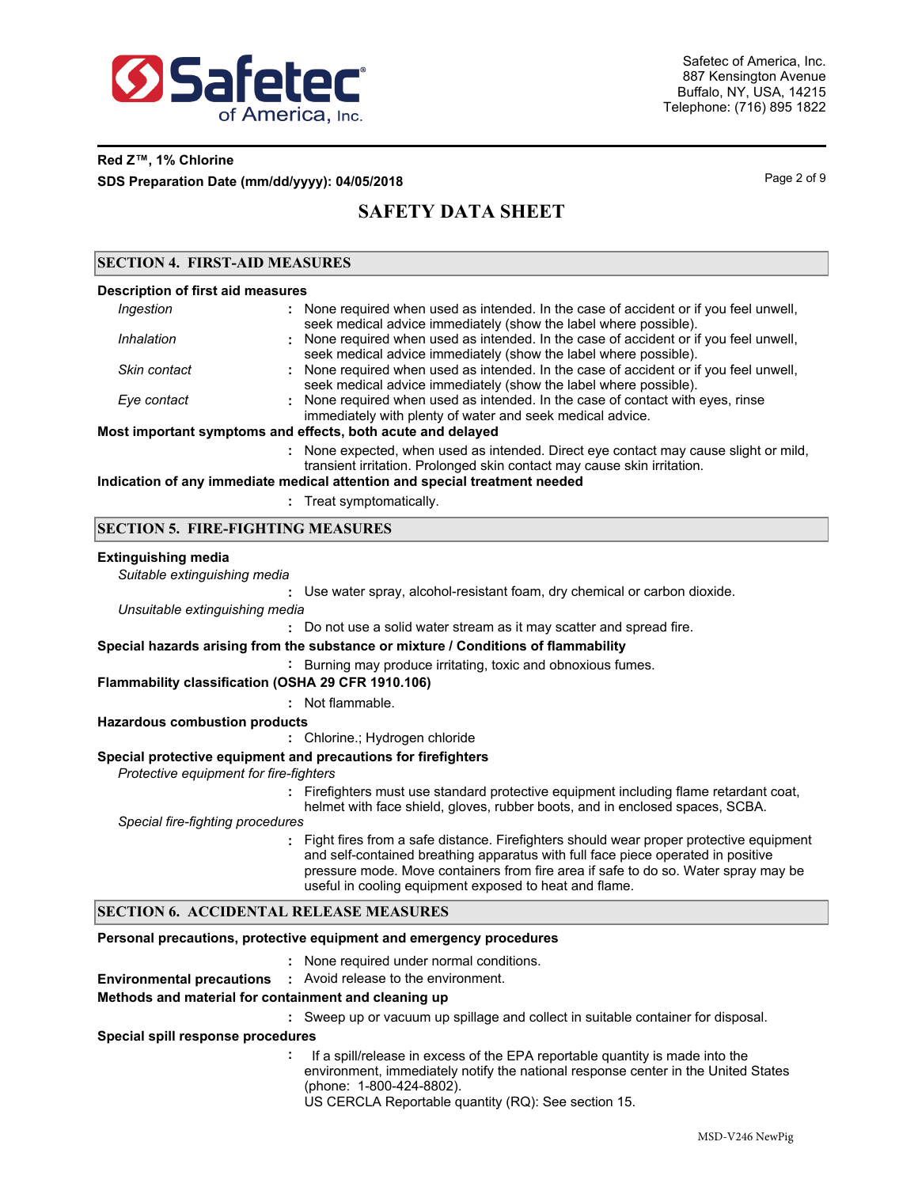## SECTION 4. FIRST-AID MEASURES

**Description of first aid measures**

*Ingestion* : None required when used as intended. In the case of accident or if you feel unwell, seek medical advice immediately (show the label where possible).

*Inhalation* : None required when used as intended. In the case of accident or if you feel unwell, seek medical advice immediately (show the label where possible).

*Skin contact* : None required when used as intended. In the case of accident or if you feel unwell, seek medical advice immediately (show the label where possible).

*Eye contact* : None required when used as intended. In the case of contact with eyes, rinse immediately with plenty of water and seek medical advice.

**Most important symptoms and effects, both acute and delayed**

: None expected, when used as intended. Direct eye contact may cause slight or mild, transient irritation. Prolonged skin contact may cause skin irritation.

**Indication of any immediate medical attention and special treatment needed**

: Treat symptomatically.

## SECTION 5. FIRE-FIGHTING MEASURES

**Extinguishing media**

*Suitable extinguishing media*

: Use water spray, alcohol-resistant foam, dry chemical or carbon dioxide.

*Unsuitable extinguishing media*

: Do not use a solid water stream as it may scatter and spread fire.

**Special hazards arising from the substance or mixture / Conditions of flammability**

: Burning may produce irritating, toxic and obnoxious fumes.

**Flammability classification (OSHA 29 CFR 1910.106)**

: Not flammable.

**Hazardous combustion products**

: Chlorine.; Hydrogen chloride

**Special protective equipment and precautions for firefighters**

*Protective equipment for fire-fighters*

: Firefighters must use standard protective equipment including flame retardant coat, helmet with face shield, gloves, rubber boots, and in enclosed spaces, SCBA.

*Special fire-fighting procedures*

: Fight fires from a safe distance. Firefighters should wear proper protective equipment and self-contained breathing apparatus with full face piece operated in positive pressure mode. Move containers from fire area if safe to do so. Water spray may be useful in cooling equipment exposed to heat and flame.

## SECTION 6. ACCIDENTAL RELEASE MEASURES

**Personal precautions, protective equipment and emergency procedures**

: None required under normal conditions.

**Environmental precautions** : Avoid release to the environment.

**Methods and material for containment and cleaning up**

: Sweep up or vacuum up spillage and collect in suitable container for disposal.

**Special spill response procedures**

: If a spill/release in excess of the EPA reportable quantity is made into the environment, immediately notify the national response center in the United States (phone: 1-800-424-8802).
US CERCLA Reportable quantity (RQ): See section 15.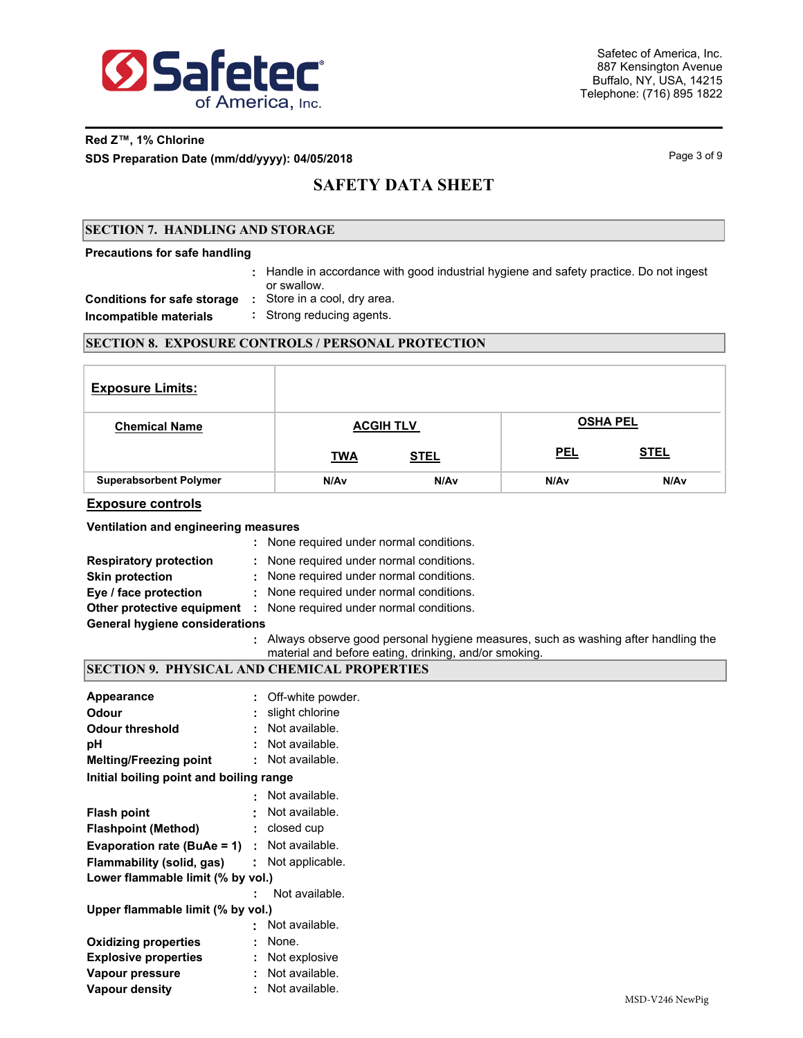Safetec of America, Inc.
887 Kensington Avenue
Buffalo, NY, USA, 14215
Telephone: (716) 895 1822

**Red Z™, 1% Chlorine**
**SDS Preparation Date (mm/dd/yyyy): 04/05/2018**

# SAFETY DATA SHEET

## SECTION 7. HANDLING AND STORAGE

**Precautions for safe handling**

: Handle in accordance with good industrial hygiene and safety practice. Do not ingest or swallow.

**Conditions for safe storage** : Store in a cool, dry area.

**Incompatible materials** : Strong reducing agents.

## SECTION 8. EXPOSURE CONTROLS / PERSONAL PROTECTION

| **Exposure Limits:** | | | | |
|---|---|---|---|---|
| **Chemical Name** | **ACGIH TLV** | | **OSHA PEL** | |
| | **TWA** | **STEL** | **PEL** | **STEL** |
| **Superabsorbent Polymer** | N/Av | N/Av | N/Av | N/Av |

### Exposure controls

**Ventilation and engineering measures**

: None required under normal conditions.

**Respiratory protection** : None required under normal conditions.

**Skin protection** : None required under normal conditions.

**Eye / face protection** : None required under normal conditions.

**Other protective equipment** : None required under normal conditions.

**General hygiene considerations**

: Always observe good personal hygiene measures, such as washing after handling the material and before eating, drinking, and/or smoking.

## SECTION 9. PHYSICAL AND CHEMICAL PROPERTIES

**Appearance** : Off-white powder.

**Odour** : slight chlorine

**Odour threshold** : Not available.

**pH** : Not available.

**Melting/Freezing point** : Not available.

**Initial boiling point and boiling range**

: Not available.

**Flash point** : Not available.

**Flashpoint (Method)** : closed cup

**Evaporation rate (BuAe = 1)** : Not available.

**Flammability (solid, gas)** : Not applicable.

**Lower flammable limit (% by vol.)**

: Not available.

**Upper flammable limit (% by vol.)**

: Not available.

**Oxidizing properties** : None.

**Explosive properties** : Not explosive

**Vapour pressure** : Not available.

**Vapour density** : Not available.

MSD-V246 NewPig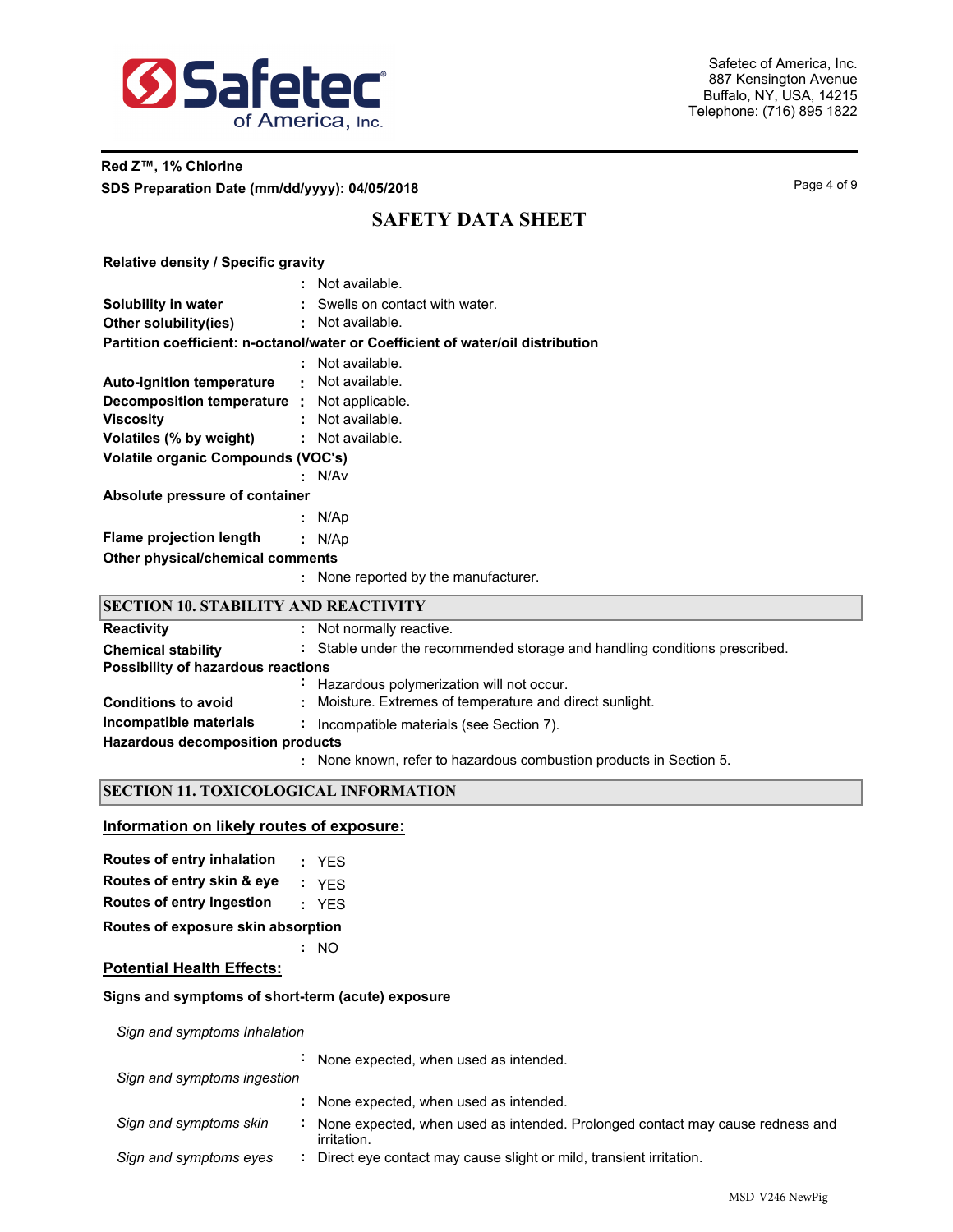**Relative density / Specific gravity**
: Not available.

**Solubility in water** : Swells on contact with water.
**Other solubility(ies)** : Not available.

**Partition coefficient: n-octanol/water or Coefficient of water/oil distribution**
: Not available.

**Auto-ignition temperature** : Not available.
**Decomposition temperature** : Not applicable.
**Viscosity** : Not available.
**Volatiles (% by weight)** : Not available.

**Volatile organic Compounds (VOC's)**
: N/Av

**Absolute pressure of container**
: N/Ap

**Flame projection length** : N/Ap

**Other physical/chemical comments**
: None reported by the manufacturer.

## SECTION 10. STABILITY AND REACTIVITY

**Reactivity** : Not normally reactive.
**Chemical stability** : Stable under the recommended storage and handling conditions prescribed.

**Possibility of hazardous reactions**
: Hazardous polymerization will not occur.

**Conditions to avoid** : Moisture. Extremes of temperature and direct sunlight.
**Incompatible materials** : Incompatible materials (see Section 7).

**Hazardous decomposition products**
: None known, refer to hazardous combustion products in Section 5.

## SECTION 11. TOXICOLOGICAL INFORMATION

### Information on likely routes of exposure:

**Routes of entry inhalation** : YES
**Routes of entry skin & eye** : YES
**Routes of entry Ingestion** : YES

**Routes of exposure skin absorption**
: NO

### Potential Health Effects:

**Signs and symptoms of short-term (acute) exposure**

*Sign and symptoms Inhalation*
: None expected, when used as intended.

*Sign and symptoms ingestion*
: None expected, when used as intended.

*Sign and symptoms skin* : None expected, when used as intended. Prolonged contact may cause redness and irritation.

*Sign and symptoms eyes* : Direct eye contact may cause slight or mild, transient irritation.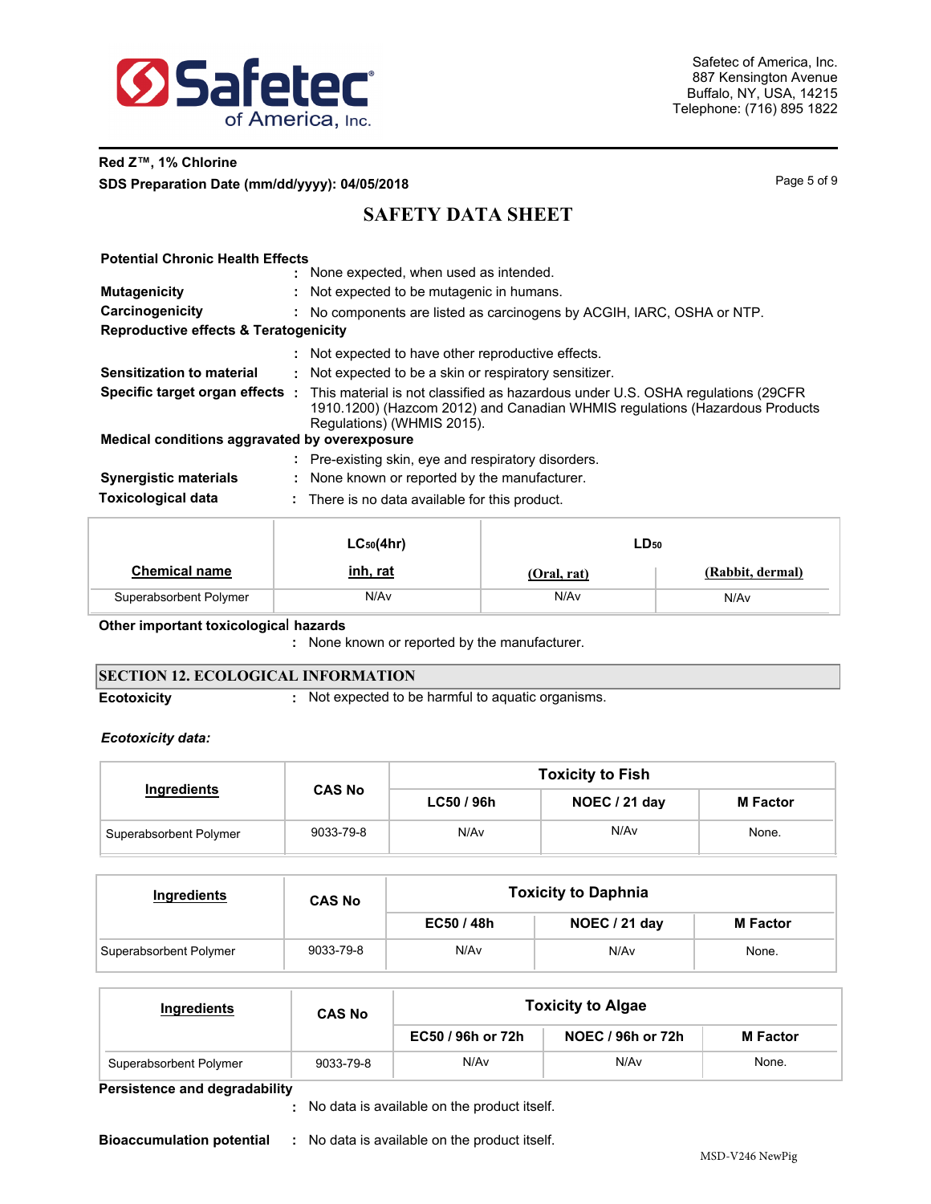**Potential Chronic Health Effects**
: None expected, when used as intended.

**Mutagenicity** : Not expected to be mutagenic in humans.

**Carcinogenicity** : No components are listed as carcinogens by ACGIH, IARC, OSHA or NTP.

**Reproductive effects & Teratogenicity**
: Not expected to have other reproductive effects.

**Sensitization to material** : Not expected to be a skin or respiratory sensitizer.

**Specific target organ effects** : This material is not classified as hazardous under U.S. OSHA regulations (29CFR 1910.1200) (Hazcom 2012) and Canadian WHMIS regulations (Hazardous Products Regulations) (WHMIS 2015).

**Medical conditions aggravated by overexposure**
: Pre-existing skin, eye and respiratory disorders.

**Synergistic materials** : None known or reported by the manufacturer.

**Toxicological data** : There is no data available for this product.

| Chemical name | $LC_{50}$(4hr) inh, rat | $LD_{50}$ (Oral, rat) | $LD_{50}$ (Rabbit, dermal) |
|---|---|---|---|
| Superabsorbent Polymer | N/Av | N/Av | N/Av |

**Other important toxicological hazards**
: None known or reported by the manufacturer.

## SECTION 12. ECOLOGICAL INFORMATION

**Ecotoxicity** : Not expected to be harmful to aquatic organisms.

***Ecotoxicity data:***

| Ingredients | CAS No | Toxicity to Fish | | |
|---|---|---|---|---|
| | | LC50 / 96h | NOEC / 21 day | M Factor |
| Superabsorbent Polymer | 9033-79-8 | N/Av | N/Av | None. |

| Ingredients | CAS No | Toxicity to Daphnia | | |
|---|---|---|---|---|
| | | EC50 / 48h | NOEC / 21 day | M Factor |
| Superabsorbent Polymer | 9033-79-8 | N/Av | N/Av | None. |

| Ingredients | CAS No | Toxicity to Algae | | |
|---|---|---|---|---|
| | | EC50 / 96h or 72h | NOEC / 96h or 72h | M Factor |
| Superabsorbent Polymer | 9033-79-8 | N/Av | N/Av | None. |

**Persistence and degradability**
: No data is available on the product itself.

**Bioaccumulation potential** : No data is available on the product itself.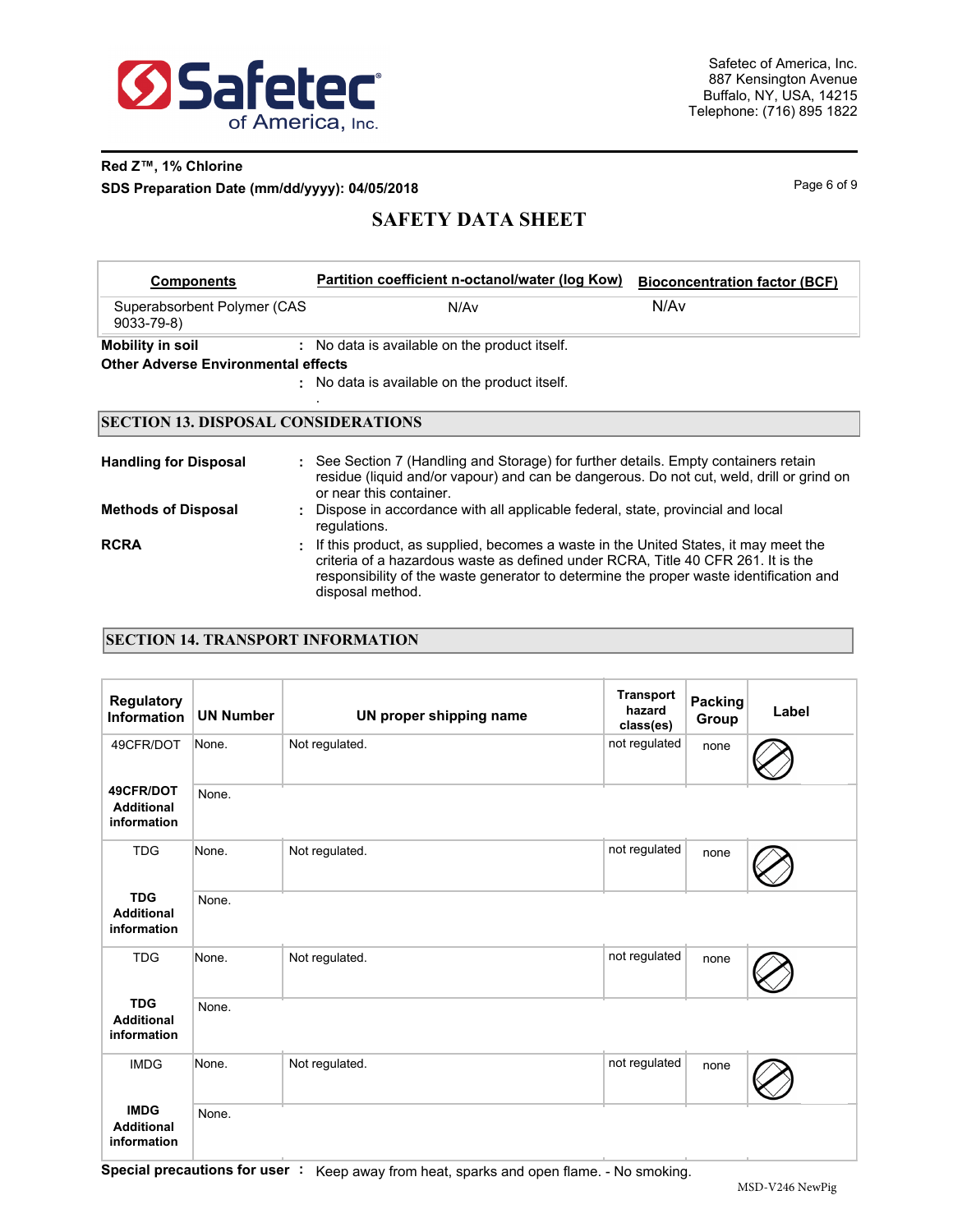| Components | Partition coefficient n-octanol/water (log Kow) | Bioconcentration factor (BCF) |
|---|---|---|
| Superabsorbent Polymer (CAS 9033-79-8) | N/Av | N/Av |

**Mobility in soil** : No data is available on the product itself.

**Other Adverse Environmental effects**

: No data is available on the product itself.

.

## SECTION 13. DISPOSAL CONSIDERATIONS

**Handling for Disposal** : See Section 7 (Handling and Storage) for further details. Empty containers retain residue (liquid and/or vapour) and can be dangerous. Do not cut, weld, drill or grind on or near this container.

**Methods of Disposal** : Dispose in accordance with all applicable federal, state, provincial and local regulations.

**RCRA** : If this product, as supplied, becomes a waste in the United States, it may meet the criteria of a hazardous waste as defined under RCRA, Title 40 CFR 261. It is the responsibility of the waste generator to determine the proper waste identification and disposal method.

## SECTION 14. TRANSPORT INFORMATION

| Regulatory Information | UN Number | UN proper shipping name | Transport hazard class(es) | Packing Group | Label |
|---|---|---|---|---|---|
| 49CFR/DOT | None. | Not regulated. | not regulated | none | |
| 49CFR/DOT Additional information | None. | | | | |
| TDG | None. | Not regulated. | not regulated | none | |
| TDG Additional information | None. | | | | |
| TDG | None. | Not regulated. | not regulated | none | |
| TDG Additional information | None. | | | | |
| IMDG | None. | Not regulated. | not regulated | none | |
| IMDG Additional information | None. | | | | |

**Special precautions for user** : Keep away from heat, sparks and open flame. - No smoking.

MSD-V246 NewPig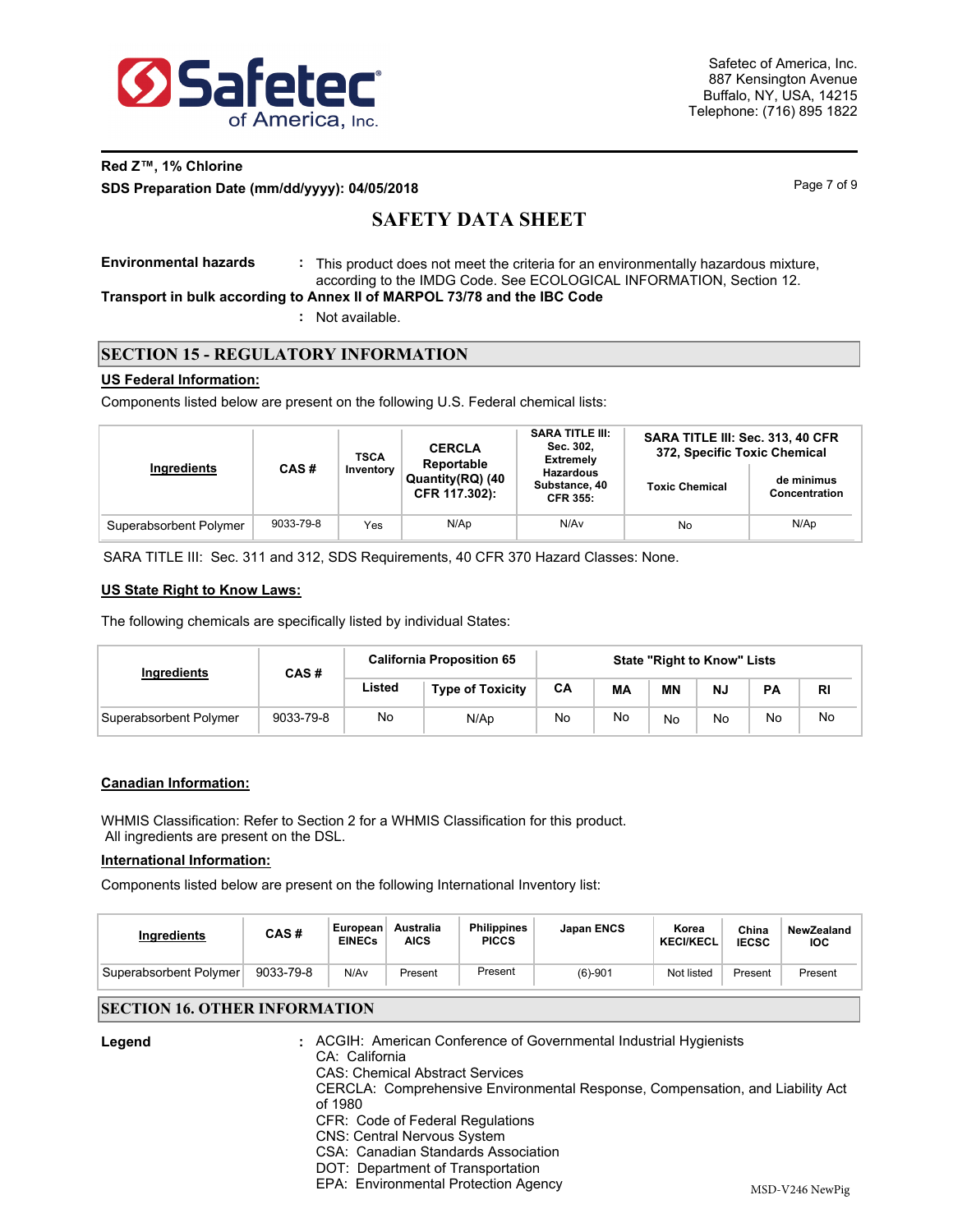**Environmental hazards** : This product does not meet the criteria for an environmentally hazardous mixture, according to the IMDG Code. See ECOLOGICAL INFORMATION, Section 12.

**Transport in bulk according to Annex II of MARPOL 73/78 and the IBC Code**

: Not available.

## SECTION 15 - REGULATORY INFORMATION

**US Federal Information:**

Components listed below are present on the following U.S. Federal chemical lists:

| Ingredients | CAS # | TSCA Inventory | CERCLA Reportable Quantity(RQ) (40 CFR 117.302): | SARA TITLE III: Sec. 302, Extremely Hazardous Substance, 40 CFR 355: | SARA TITLE III: Sec. 313, 40 CFR 372, Specific Toxic Chemical | |
|---|---|---|---|---|---|---|
| | | | | | Toxic Chemical | de minimus Concentration |
| Superabsorbent Polymer | 9033-79-8 | Yes | N/Ap | N/Av | No | N/Ap |

SARA TITLE III: Sec. 311 and 312, SDS Requirements, 40 CFR 370 Hazard Classes: None.

**US State Right to Know Laws:**

The following chemicals are specifically listed by individual States:

| Ingredients | CAS # | California Proposition 65 | | State "Right to Know" Lists | | | | | |
|---|---|---|---|---|---|---|---|---|---|
| | | Listed | Type of Toxicity | CA | MA | MN | NJ | PA | RI |
| Superabsorbent Polymer | 9033-79-8 | No | N/Ap | No | No | No | No | No | No |

**Canadian Information:**

WHMIS Classification: Refer to Section 2 for a WHMIS Classification for this product.
All ingredients are present on the DSL.

**International Information:**

Components listed below are present on the following International Inventory list:

| Ingredients | CAS # | European EINECs | Australia AICS | Philippines PICCS | Japan ENCS | Korea KECI/KECL | China IECSC | NewZealand IOC |
|---|---|---|---|---|---|---|---|---|
| Superabsorbent Polymer | 9033-79-8 | N/Av | Present | Present | (6)-901 | Not listed | Present | Present |

## SECTION 16. OTHER INFORMATION

**Legend** : ACGIH: American Conference of Governmental Industrial Hygienists
CA: California
CAS: Chemical Abstract Services
CERCLA: Comprehensive Environmental Response, Compensation, and Liability Act of 1980
CFR: Code of Federal Regulations
CNS: Central Nervous System
CSA: Canadian Standards Association
DOT: Department of Transportation
EPA: Environmental Protection Agency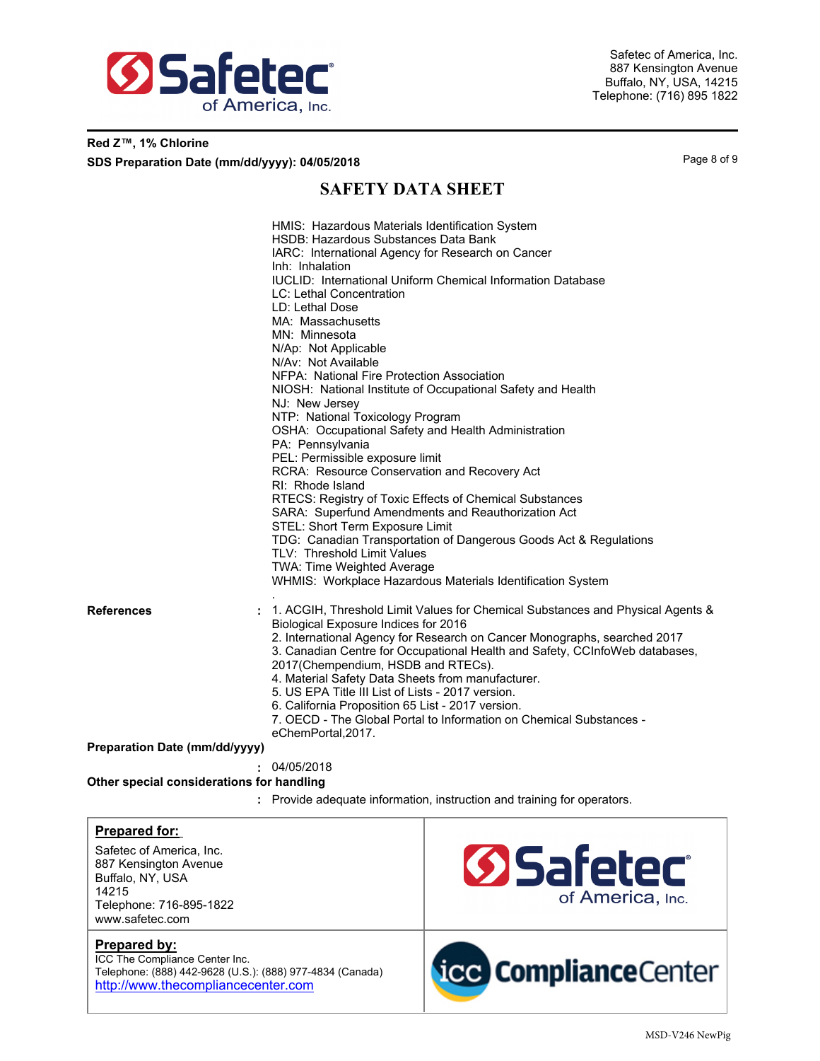# SAFETY DATA SHEET

HMIS: Hazardous Materials Identification System
HSDB: Hazardous Substances Data Bank
IARC: International Agency for Research on Cancer
Inh: Inhalation
IUCLID: International Uniform Chemical Information Database
LC: Lethal Concentration
LD: Lethal Dose
MA: Massachusetts
MN: Minnesota
N/Ap: Not Applicable
N/Av: Not Available
NFPA: National Fire Protection Association
NIOSH: National Institute of Occupational Safety and Health
NJ: New Jersey
NTP: National Toxicology Program
OSHA: Occupational Safety and Health Administration
PA: Pennsylvania
PEL: Permissible exposure limit
RCRA: Resource Conservation and Recovery Act
RI: Rhode Island
RTECS: Registry of Toxic Effects of Chemical Substances
SARA: Superfund Amendments and Reauthorization Act
STEL: Short Term Exposure Limit
TDG: Canadian Transportation of Dangerous Goods Act & Regulations
TLV: Threshold Limit Values
TWA: Time Weighted Average
WHMIS: Workplace Hazardous Materials Identification System
.

**References** : 1. ACGIH, Threshold Limit Values for Chemical Substances and Physical Agents & Biological Exposure Indices for 2016
2. International Agency for Research on Cancer Monographs, searched 2017
3. Canadian Centre for Occupational Health and Safety, CCInfoWeb databases, 2017(Chempendium, HSDB and RTECs).
4. Material Safety Data Sheets from manufacturer.
5. US EPA Title III List of Lists - 2017 version.
6. California Proposition 65 List - 2017 version.
7. OECD - The Global Portal to Information on Chemical Substances - eChemPortal,2017.

**Preparation Date (mm/dd/yyyy)** : 04/05/2018

**Other special considerations for handling** : Provide adequate information, instruction and training for operators.

| **Prepared for:** | |
|---|---|
| Safetec of America, Inc.<br>887 Kensington Avenue<br>Buffalo, NY, USA<br>14215<br>Telephone: 716-895-1822<br>www.safetec.com | Safetec of America, Inc. |
| **Prepared by:**<br>ICC The Compliance Center Inc.<br>Telephone: (888) 442-9628 (U.S.): (888) 977-4834 (Canada)<br>http://www.thecompliancecenter.com | icc ComplianceCenter |

MSD-V246 NewPig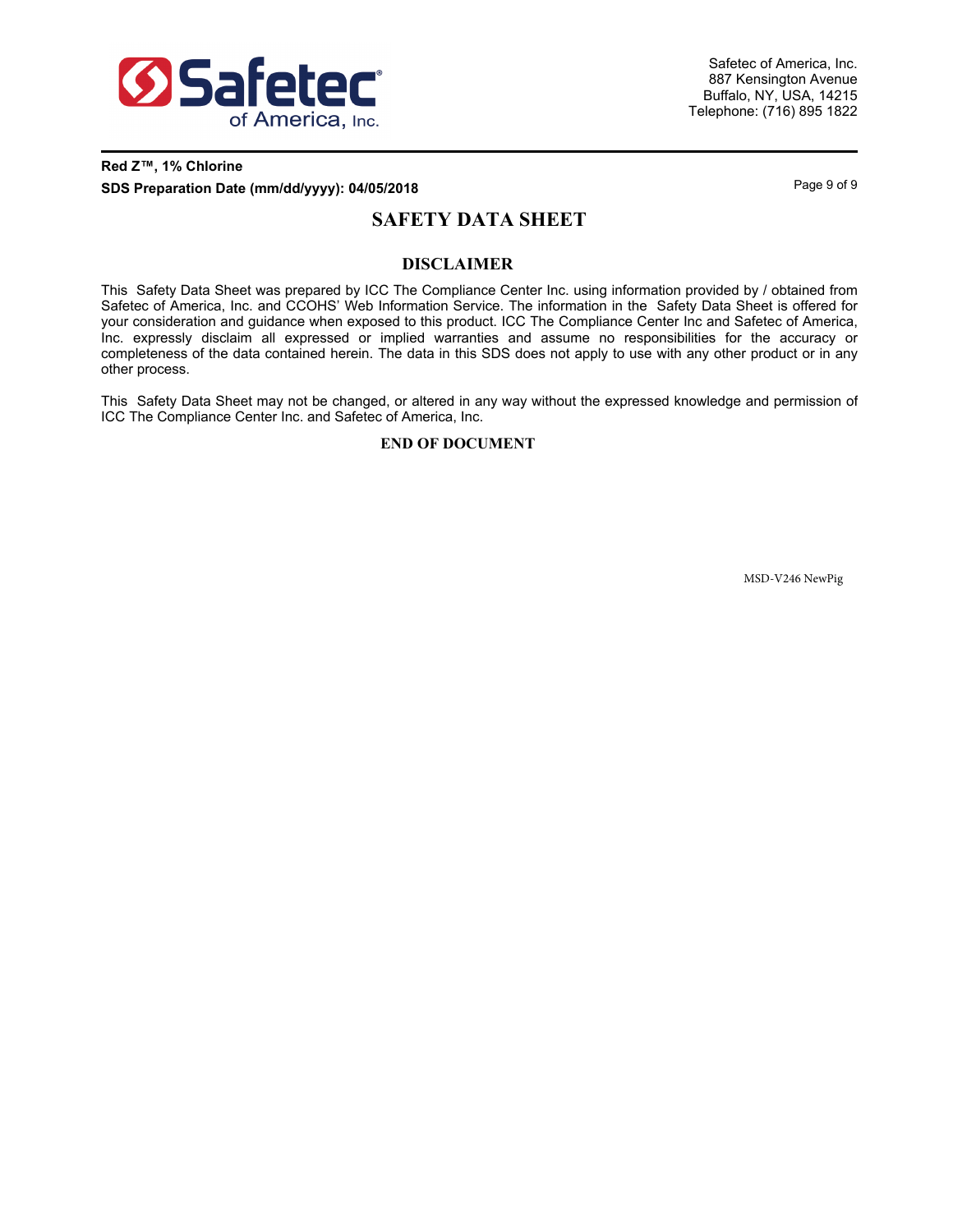# SAFETY DATA SHEET

## DISCLAIMER

This Safety Data Sheet was prepared by ICC The Compliance Center Inc. using information provided by / obtained from Safetec of America, Inc. and CCOHS' Web Information Service. The information in the Safety Data Sheet is offered for your consideration and guidance when exposed to this product. ICC The Compliance Center Inc and Safetec of America, Inc. expressly disclaim all expressed or implied warranties and assume no responsibilities for the accuracy or completeness of the data contained herein. The data in this SDS does not apply to use with any other product or in any other process.

This Safety Data Sheet may not be changed, or altered in any way without the expressed knowledge and permission of ICC The Compliance Center Inc. and Safetec of America, Inc.

**END OF DOCUMENT**

MSD-V246 NewPig